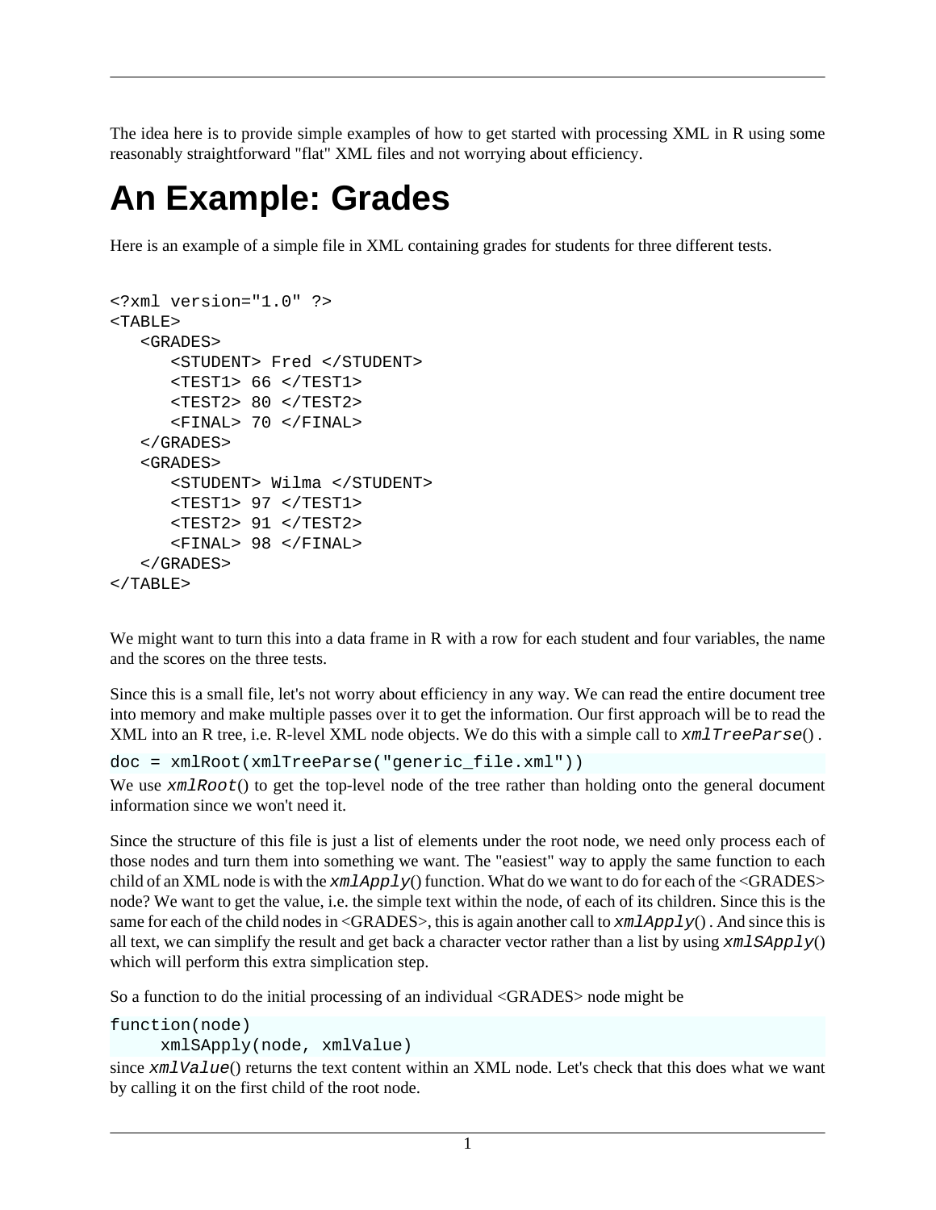The idea here is to provide simple examples of how to get started with processing XML in R using some reasonably straightforward "flat" XML files and not worrying about efficiency.

# An Example: Grades

Here is an example of a simple file in XML containing grades for students for three different tests.

```
<?xml version="1.0" ?>
<TABLE>
   <GRADES>
      <STUDENT> Fred </STUDENT>
      <TEST1> 66 </TEST1>
      <TEST2> 80 </TEST2>
      <FINAL> 70 </FINAL>
   </GRADES>
   <GRADES>
      <STUDENT> Wilma </STUDENT>
      <TEST1> 97 </TEST1>
      <TEST2> 91 </TEST2>
      <FINAL> 98 </FINAL>
   </GRADES>
</TABLE>
```

We might want to turn this into a data frame in R with a row for each student and four variables, the name and the scores on the three tests.

Since this is a small file, let's not worry about efficiency in any way. We can read the entire document tree into memory and make multiple passes over it to get the information. Our first approach will be to read the XML into an R tree, i.e. R-level XML node objects. We do this with a simple call to `xmlTreeParse()` .

```
doc = xmlRoot(xmlTreeParse("generic_file.xml"))
```

We use `xmlRoot()` to get the top-level node of the tree rather than holding onto the general document information since we won't need it.

Since the structure of this file is just a list of elements under the root node, we need only process each of those nodes and turn them into something we want. The "easiest" way to apply the same function to each child of an XML node is with the `xmlApply()` function. What do we want to do for each of the <GRADES> node? We want to get the value, i.e. the simple text within the node, of each of its children. Since this is the same for each of the child nodes in <GRADES>, this is again another call to `xmlApply()` . And since this is all text, we can simplify the result and get back a character vector rather than a list by using `xmlSApply()` which will perform this extra simplication step.

So a function to do the initial processing of an individual <GRADES> node might be

```
function(node)
     xmlSApply(node, xmlValue)
```

since `xmlValue()` returns the text content within an XML node. Let's check that this does what we want by calling it on the first child of the root node.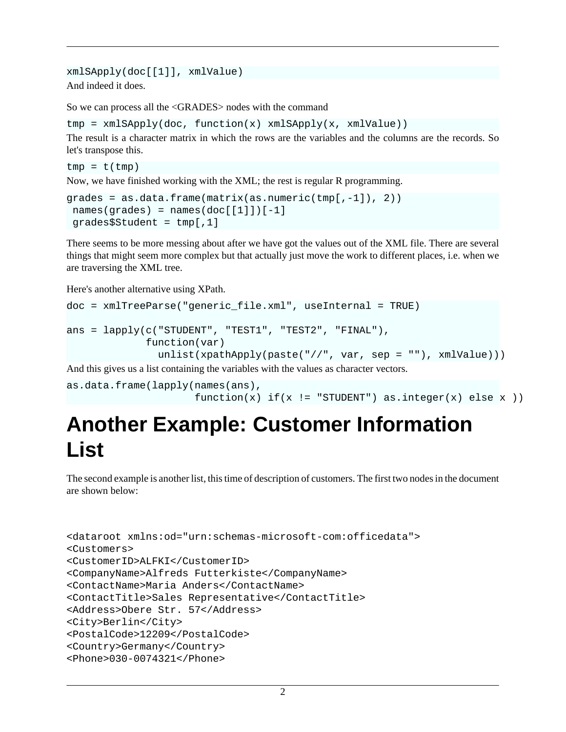```
xmlSApply(doc[[1]], xmlValue)
```

And indeed it does.

So we can process all the <GRADES> nodes with the command

```
tmp = xmlSApply(doc, function(x) xmlSApply(x, xmlValue))
```

The result is a character matrix in which the rows are the variables and the columns are the records. So let's transpose this.

```
tmp = t(tmp)
```

Now, we have finished working with the XML; the rest is regular R programming.

```
grades = as.data.frame(matrix(as.numeric(tmp[,-1]), 2))
 names(grades) = names(doc[[1]])[-1]
 grades$Student = tmp[,1]
```

There seems to be more messing about after we have got the values out of the XML file. There are several things that might seem more complex but that actually just move the work to different places, i.e. when we are traversing the XML tree.

Here's another alternative using XPath.

```
doc = xmlTreeParse("generic_file.xml", useInternal = TRUE)

ans = lapply(c("STUDENT", "TEST1", "TEST2", "FINAL"),
             function(var)
               unlist(xpathApply(paste("//", var, sep = ""), xmlValue)))
```

And this gives us a list containing the variables with the values as character vectors.

```
as.data.frame(lapply(names(ans),
                     function(x) if(x != "STUDENT") as.integer(x) else x ))
```

# Another Example: Customer Information List

The second example is another list, this time of description of customers. The first two nodes in the document are shown below:

```
<dataroot xmlns:od="urn:schemas-microsoft-com:officedata">
<Customers>
<CustomerID>ALFKI</CustomerID>
<CompanyName>Alfreds Futterkiste</CompanyName>
<ContactName>Maria Anders</ContactName>
<ContactTitle>Sales Representative</ContactTitle>
<Address>Obere Str. 57</Address>
<City>Berlin</City>
<PostalCode>12209</PostalCode>
<Country>Germany</Country>
<Phone>030-0074321</Phone>
```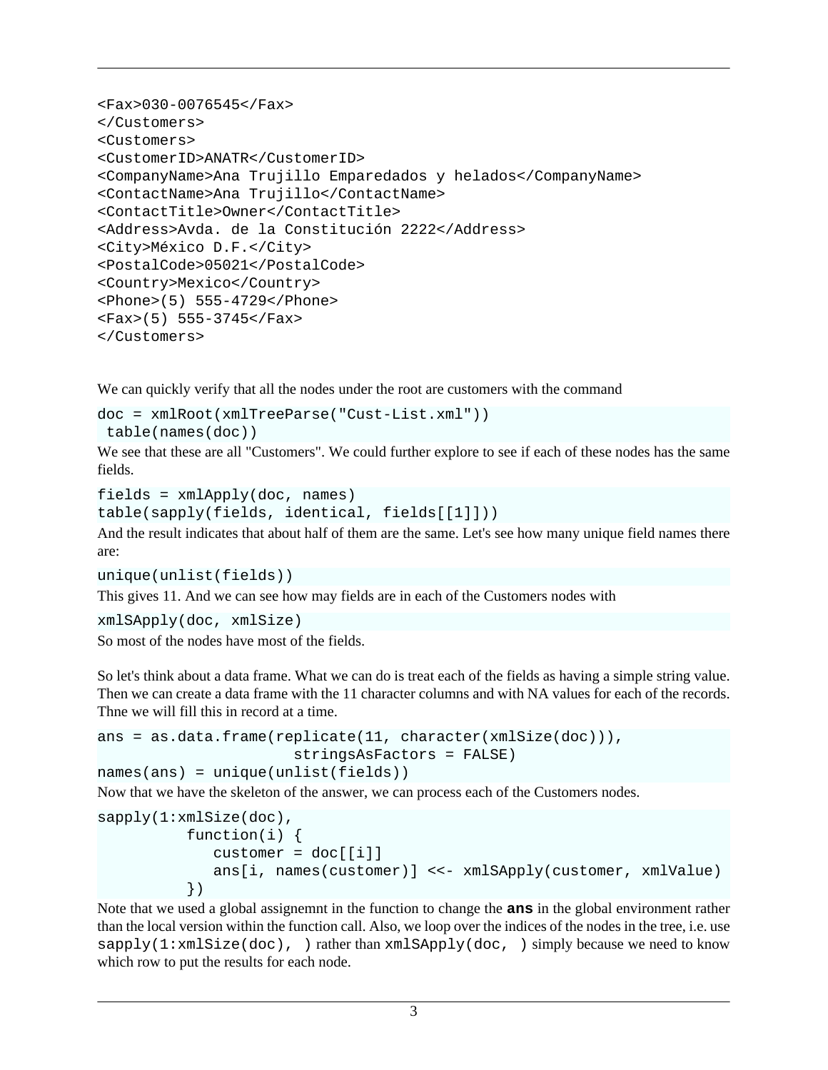```
<Fax>030-0076545</Fax>
</Customers>
<Customers>
<CustomerID>ANATR</CustomerID>
<CompanyName>Ana Trujillo Emparedados y helados</CompanyName>
<ContactName>Ana Trujillo</ContactName>
<ContactTitle>Owner</ContactTitle>
<Address>Avda. de la Constitución 2222</Address>
<City>México D.F.</City>
<PostalCode>05021</PostalCode>
<Country>Mexico</Country>
<Phone>(5) 555-4729</Phone>
<Fax>(5) 555-3745</Fax>
</Customers>
```

We can quickly verify that all the nodes under the root are customers with the command

```
doc = xmlRoot(xmlTreeParse("Cust-List.xml"))
 table(names(doc))
```

We see that these are all "Customers". We could further explore to see if each of these nodes has the same fields.

```
fields = xmlApply(doc, names)
table(sapply(fields, identical, fields[[1]]))
```

And the result indicates that about half of them are the same. Let's see how many unique field names there are:

```
unique(unlist(fields))
```

This gives 11. And we can see how may fields are in each of the Customers nodes with

```
xmlSApply(doc, xmlSize)
```

So most of the nodes have most of the fields.

So let's think about a data frame. What we can do is treat each of the fields as having a simple string value. Then we can create a data frame with the 11 character columns and with NA values for each of the records. Thne we will fill this in record at a time.

```
ans = as.data.frame(replicate(11, character(xmlSize(doc))),
                      stringsAsFactors = FALSE)
names(ans) = unique(unlist(fields))
```

Now that we have the skeleton of the answer, we can process each of the Customers nodes.

```
sapply(1:xmlSize(doc),
          function(i) {
             customer = doc[[i]]
             ans[i, names(customer)] <<- xmlSApply(customer, xmlValue)
          })
```

Note that we used a global assignemnt in the function to change the **ans** in the global environment rather than the local version within the function call. Also, we loop over the indices of the nodes in the tree, i.e. use `sapply(1:xmlSize(doc), )` rather than `xmlSApply(doc, )` simply because we need to know which row to put the results for each node.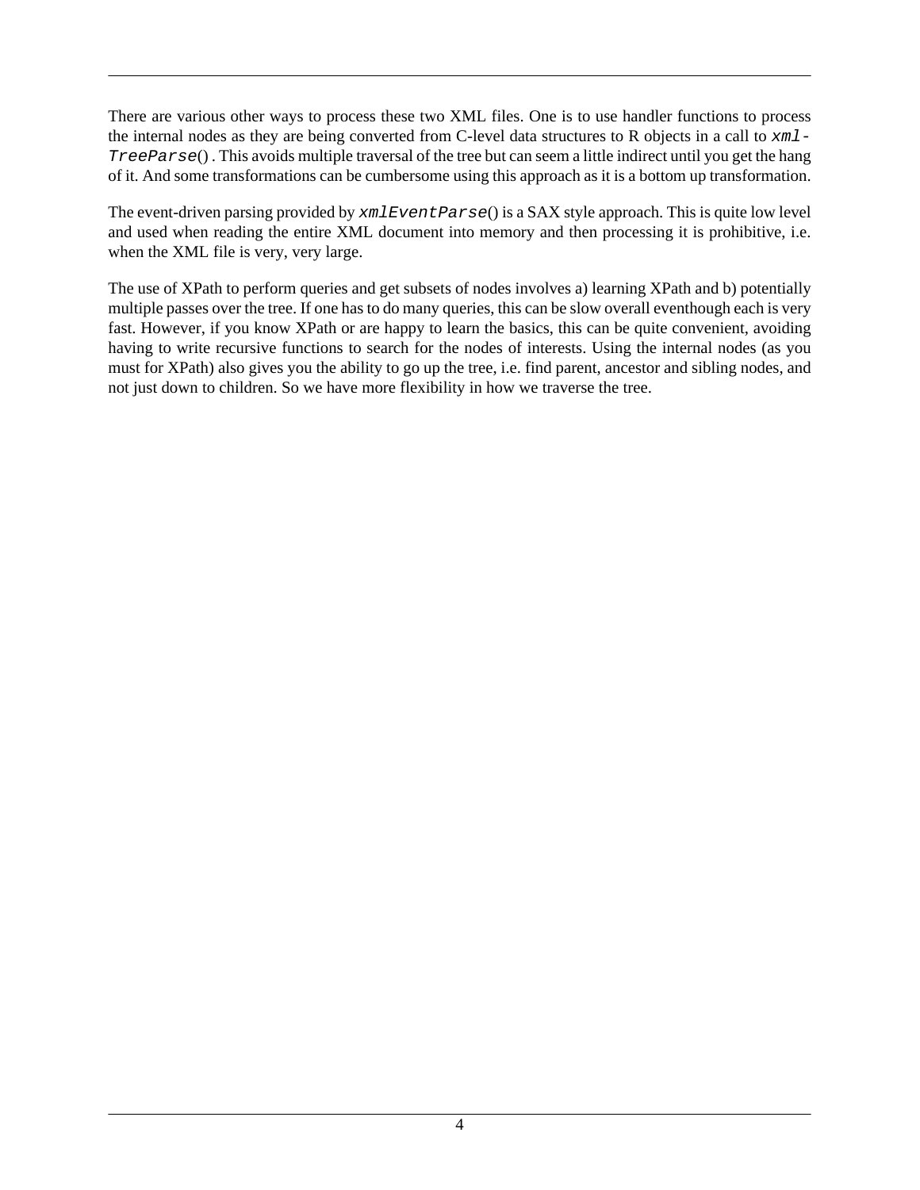There are various other ways to process these two XML files. One is to use handler functions to process the internal nodes as they are being converted from C-level data structures to R objects in a call to `xmlTreeParse()`. This avoids multiple traversal of the tree but can seem a little indirect until you get the hang of it. And some transformations can be cumbersome using this approach as it is a bottom up transformation.

The event-driven parsing provided by `xmlEventParse()` is a SAX style approach. This is quite low level and used when reading the entire XML document into memory and then processing it is prohibitive, i.e. when the XML file is very, very large.

The use of XPath to perform queries and get subsets of nodes involves a) learning XPath and b) potentially multiple passes over the tree. If one has to do many queries, this can be slow overall eventhough each is very fast. However, if you know XPath or are happy to learn the basics, this can be quite convenient, avoiding having to write recursive functions to search for the nodes of interests. Using the internal nodes (as you must for XPath) also gives you the ability to go up the tree, i.e. find parent, ancestor and sibling nodes, and not just down to children. So we have more flexibility in how we traverse the tree.